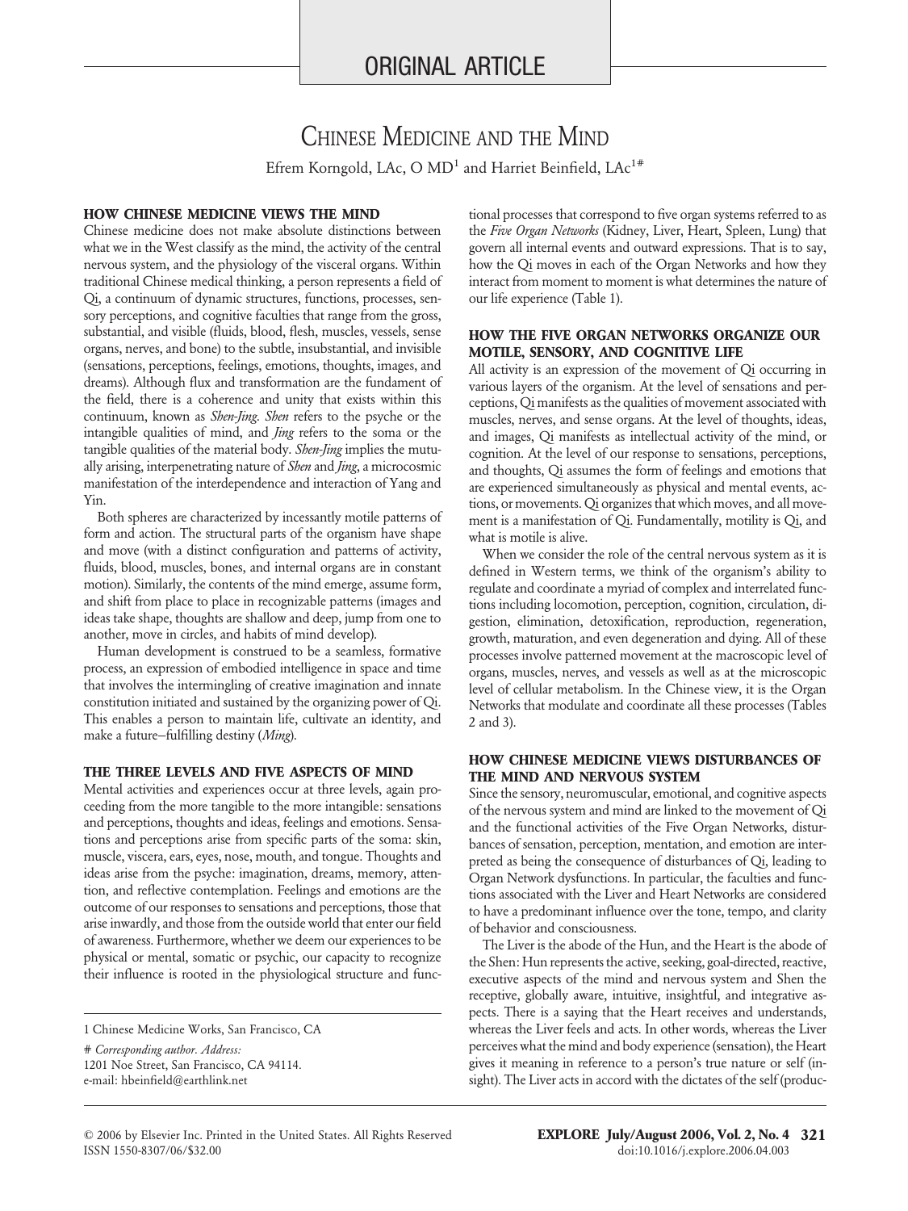ORIGINAL ARTICLE

# Chinese Medicine and the Mind

Efrem Korngold, LAc, O MD[1] and Harriet Beinfield, LAc[1#]

## HOW CHINESE MEDICINE VIEWS THE MIND

Chinese medicine does not make absolute distinctions between what we in the West classify as the mind, the activity of the central nervous system, and the physiology of the visceral organs. Within traditional Chinese medical thinking, a person represents a field of Qi, a continuum of dynamic structures, functions, processes, sensory perceptions, and cognitive faculties that range from the gross, substantial, and visible (fluids, blood, flesh, muscles, vessels, sense organs, nerves, and bone) to the subtle, insubstantial, and invisible (sensations, perceptions, feelings, emotions, thoughts, images, and dreams). Although flux and transformation are the fundament of the field, there is a coherence and unity that exists within this continuum, known as *Shen-Jing*. *Shen* refers to the psyche or the intangible qualities of mind, and *Jing* refers to the soma or the tangible qualities of the material body. *Shen-Jing* implies the mutually arising, interpenetrating nature of *Shen* and *Jing*, a microcosmic manifestation of the interdependence and interaction of Yang and Yin.

Both spheres are characterized by incessantly motile patterns of form and action. The structural parts of the organism have shape and move (with a distinct configuration and patterns of activity, fluids, blood, muscles, bones, and internal organs are in constant motion). Similarly, the contents of the mind emerge, assume form, and shift from place to place in recognizable patterns (images and ideas take shape, thoughts are shallow and deep, jump from one to another, move in circles, and habits of mind develop).

Human development is construed to be a seamless, formative process, an expression of embodied intelligence in space and time that involves the intermingling of creative imagination and innate constitution initiated and sustained by the organizing power of Qi. This enables a person to maintain life, cultivate an identity, and make a future–fulfilling destiny (*Ming*).

## THE THREE LEVELS AND FIVE ASPECTS OF MIND

Mental activities and experiences occur at three levels, again proceeding from the more tangible to the more intangible: sensations and perceptions, thoughts and ideas, feelings and emotions. Sensations and perceptions arise from specific parts of the soma: skin, muscle, viscera, ears, eyes, nose, mouth, and tongue. Thoughts and ideas arise from the psyche: imagination, dreams, memory, attention, and reflective contemplation. Feelings and emotions are the outcome of our responses to sensations and perceptions, those that arise inwardly, and those from the outside world that enter our field of awareness. Furthermore, whether we deem our experiences to be physical or mental, somatic or psychic, our capacity to recognize their influence is rooted in the physiological structure and functional processes that correspond to five organ systems referred to as the *Five Organ Networks* (Kidney, Liver, Heart, Spleen, Lung) that govern all internal events and outward expressions. That is to say, how the Qi moves in each of the Organ Networks and how they interact from moment to moment is what determines the nature of our life experience (Table 1).

## HOW THE FIVE ORGAN NETWORKS ORGANIZE OUR MOTILE, SENSORY, AND COGNITIVE LIFE

All activity is an expression of the movement of Qi occurring in various layers of the organism. At the level of sensations and perceptions, Qi manifests as the qualities of movement associated with muscles, nerves, and sense organs. At the level of thoughts, ideas, and images, Qi manifests as intellectual activity of the mind, or cognition. At the level of our response to sensations, perceptions, and thoughts, Qi assumes the form of feelings and emotions that are experienced simultaneously as physical and mental events, actions, or movements. Qi organizes that which moves, and all movement is a manifestation of Qi. Fundamentally, motility is Qi, and what is motile is alive.

When we consider the role of the central nervous system as it is defined in Western terms, we think of the organism's ability to regulate and coordinate a myriad of complex and interrelated functions including locomotion, perception, cognition, circulation, digestion, elimination, detoxification, reproduction, regeneration, growth, maturation, and even degeneration and dying. All of these processes involve patterned movement at the macroscopic level of organs, muscles, nerves, and vessels as well as at the microscopic level of cellular metabolism. In the Chinese view, it is the Organ Networks that modulate and coordinate all these processes (Tables 2 and 3).

## HOW CHINESE MEDICINE VIEWS DISTURBANCES OF THE MIND AND NERVOUS SYSTEM

Since the sensory, neuromuscular, emotional, and cognitive aspects of the nervous system and mind are linked to the movement of Qi and the functional activities of the Five Organ Networks, disturbances of sensation, perception, mentation, and emotion are interpreted as being the consequence of disturbances of Qi, leading to Organ Network dysfunctions. In particular, the faculties and functions associated with the Liver and Heart Networks are considered to have a predominant influence over the tone, tempo, and clarity of behavior and consciousness.

The Liver is the abode of the Hun, and the Heart is the abode of the Shen: Hun represents the active, seeking, goal-directed, reactive, executive aspects of the mind and nervous system and Shen the receptive, globally aware, intuitive, insightful, and integrative aspects. There is a saying that the Heart receives and understands, whereas the Liver feels and acts. In other words, whereas the Liver perceives what the mind and body experience (sensation), the Heart gives it meaning in reference to a person's true nature or self (insight). The Liver acts in accord with the dictates of the self (produc-

1 Chinese Medicine Works, San Francisco, CA

# *Corresponding author. Address:*
1201 Noe Street, San Francisco, CA 94114.
e-mail: hbeinfield@earthlink.net

© 2006 by Elsevier Inc. Printed in the United States. All Rights Reserved
ISSN 1550-8307/06/$32.00

doi:10.1016/j.explore.2006.04.003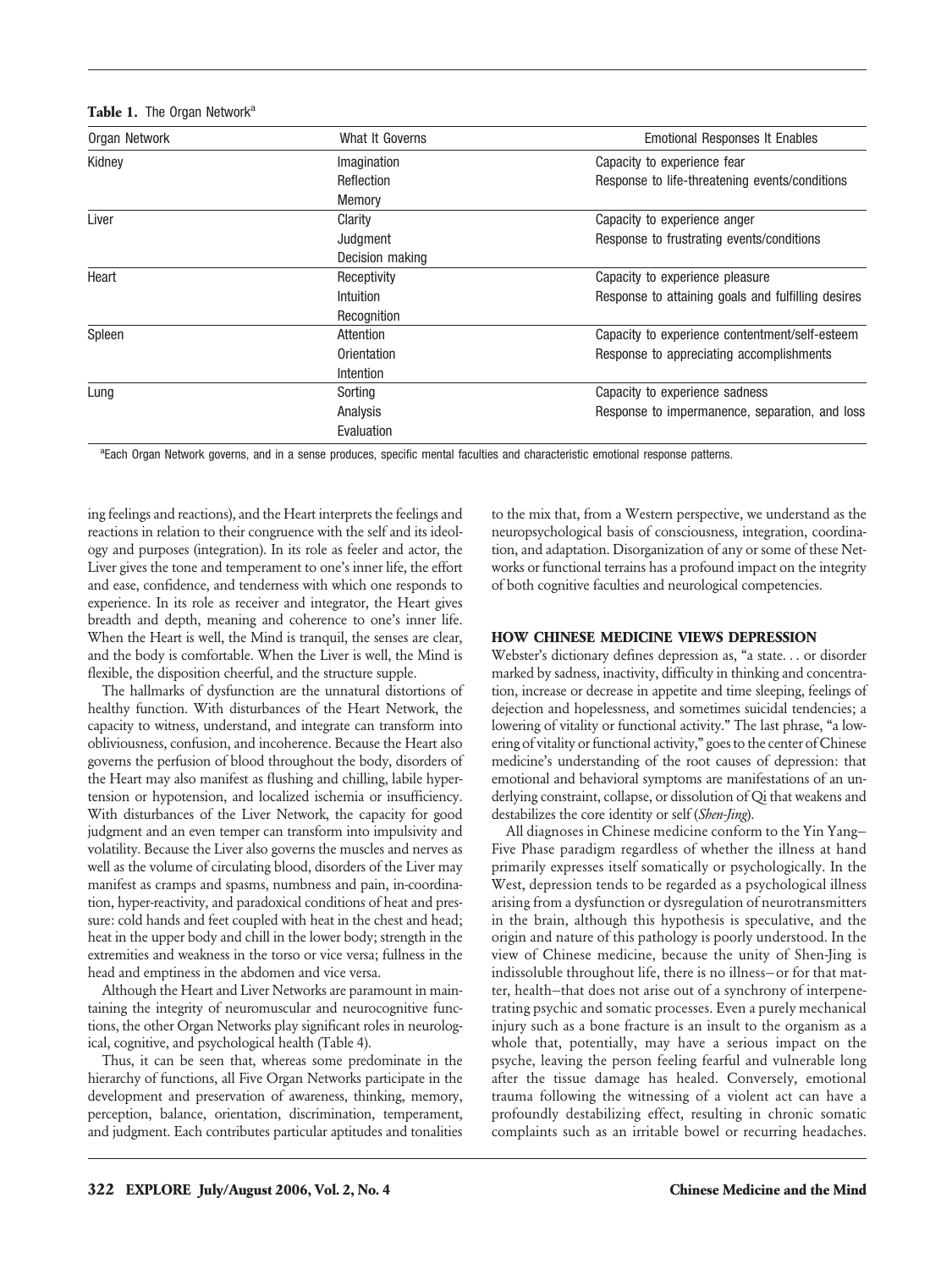**Table 1.** The Organ Network[a]

| Organ Network | What It Governs | Emotional Responses It Enables |
|---|---|---|
| Kidney | Imagination<br>Reflection<br>Memory | Capacity to experience fear<br>Response to life-threatening events/conditions |
| Liver | Clarity<br>Judgment<br>Decision making | Capacity to experience anger<br>Response to frustrating events/conditions |
| Heart | Receptivity<br>Intuition<br>Recognition | Capacity to experience pleasure<br>Response to attaining goals and fulfilling desires |
| Spleen | Attention<br>Orientation<br>Intention | Capacity to experience contentment/self-esteem<br>Response to appreciating accomplishments |
| Lung | Sorting<br>Analysis<br>Evaluation | Capacity to experience sadness<br>Response to impermanence, separation, and loss |

[a]Each Organ Network governs, and in a sense produces, specific mental faculties and characteristic emotional response patterns.

ing feelings and reactions), and the Heart interprets the feelings and reactions in relation to their congruence with the self and its ideology and purposes (integration). In its role as feeler and actor, the Liver gives the tone and temperament to one's inner life, the effort and ease, confidence, and tenderness with which one responds to experience. In its role as receiver and integrator, the Heart gives breadth and depth, meaning and coherence to one's inner life. When the Heart is well, the Mind is tranquil, the senses are clear, and the body is comfortable. When the Liver is well, the Mind is flexible, the disposition cheerful, and the structure supple.

The hallmarks of dysfunction are the unnatural distortions of healthy function. With disturbances of the Heart Network, the capacity to witness, understand, and integrate can transform into obliviousness, confusion, and incoherence. Because the Heart also governs the perfusion of blood throughout the body, disorders of the Heart may also manifest as flushing and chilling, labile hypertension or hypotension, and localized ischemia or insufficiency. With disturbances of the Liver Network, the capacity for good judgment and an even temper can transform into impulsivity and volatility. Because the Liver also governs the muscles and nerves as well as the volume of circulating blood, disorders of the Liver may manifest as cramps and spasms, numbness and pain, in-coordination, hyper-reactivity, and paradoxical conditions of heat and pressure: cold hands and feet coupled with heat in the chest and head; heat in the upper body and chill in the lower body; strength in the extremities and weakness in the torso or vice versa; fullness in the head and emptiness in the abdomen and vice versa.

Although the Heart and Liver Networks are paramount in maintaining the integrity of neuromuscular and neurocognitive functions, the other Organ Networks play significant roles in neurological, cognitive, and psychological health (Table 4).

Thus, it can be seen that, whereas some predominate in the hierarchy of functions, all Five Organ Networks participate in the development and preservation of awareness, thinking, memory, perception, balance, orientation, discrimination, temperament, and judgment. Each contributes particular aptitudes and tonalities to the mix that, from a Western perspective, we understand as the neuropsychological basis of consciousness, integration, coordination, and adaptation. Disorganization of any or some of these Networks or functional terrains has a profound impact on the integrity of both cognitive faculties and neurological competencies.

## HOW CHINESE MEDICINE VIEWS DEPRESSION

Webster's dictionary defines depression as, "a state. . . or disorder marked by sadness, inactivity, difficulty in thinking and concentration, increase or decrease in appetite and time sleeping, feelings of dejection and hopelessness, and sometimes suicidal tendencies; a lowering of vitality or functional activity." The last phrase, "a lowering of vitality or functional activity," goes to the center of Chinese medicine's understanding of the root causes of depression: that emotional and behavioral symptoms are manifestations of an underlying constraint, collapse, or dissolution of Qi that weakens and destabilizes the core identity or self (*Shen-Jing*).

All diagnoses in Chinese medicine conform to the Yin Yang–Five Phase paradigm regardless of whether the illness at hand primarily expresses itself somatically or psychologically. In the West, depression tends to be regarded as a psychological illness arising from a dysfunction or dysregulation of neurotransmitters in the brain, although this hypothesis is speculative, and the origin and nature of this pathology is poorly understood. In the view of Chinese medicine, because the unity of Shen-Jing is indissoluble throughout life, there is no illness—or for that matter, health—that does not arise out of a synchrony of interpenetrating psychic and somatic processes. Even a purely mechanical injury such as a bone fracture is an insult to the organism as a whole that, potentially, may have a serious impact on the psyche, leaving the person feeling fearful and vulnerable long after the tissue damage has healed. Conversely, emotional trauma following the witnessing of a violent act can have a profoundly destabilizing effect, resulting in chronic somatic complaints such as an irritable bowel or recurring headaches.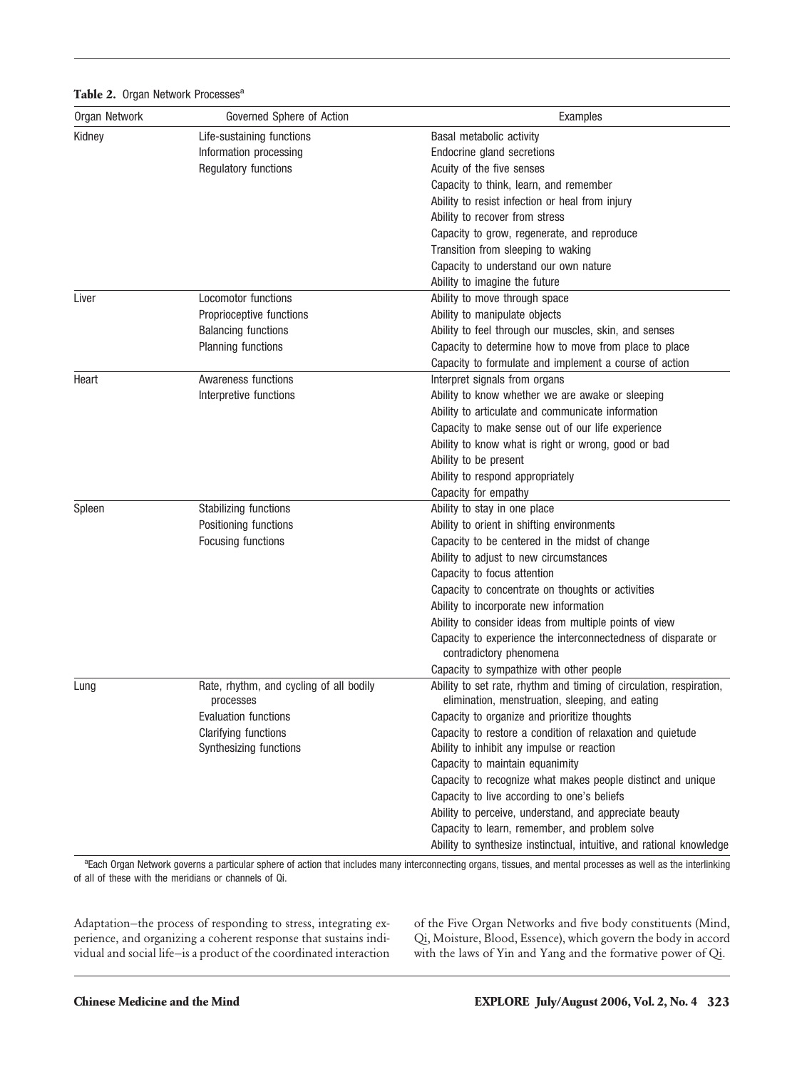**Table 2.** Organ Network Processes[a]

| Organ Network | Governed Sphere of Action | Examples |
|---|---|---|
| Kidney | Life-sustaining functions | Basal metabolic activity |
| | Information processing | Endocrine gland secretions |
| | Regulatory functions | Acuity of the five senses |
| | | Capacity to think, learn, and remember |
| | | Ability to resist infection or heal from injury |
| | | Ability to recover from stress |
| | | Capacity to grow, regenerate, and reproduce |
| | | Transition from sleeping to waking |
| | | Capacity to understand our own nature |
| | | Ability to imagine the future |
| Liver | Locomotor functions | Ability to move through space |
| | Proprioceptive functions | Ability to manipulate objects |
| | Balancing functions | Ability to feel through our muscles, skin, and senses |
| | Planning functions | Capacity to determine how to move from place to place |
| | | Capacity to formulate and implement a course of action |
| Heart | Awareness functions | Interpret signals from organs |
| | Interpretive functions | Ability to know whether we are awake or sleeping |
| | | Ability to articulate and communicate information |
| | | Capacity to make sense out of our life experience |
| | | Ability to know what is right or wrong, good or bad |
| | | Ability to be present |
| | | Ability to respond appropriately |
| | | Capacity for empathy |
| Spleen | Stabilizing functions | Ability to stay in one place |
| | Positioning functions | Ability to orient in shifting environments |
| | Focusing functions | Capacity to be centered in the midst of change |
| | | Ability to adjust to new circumstances |
| | | Capacity to focus attention |
| | | Capacity to concentrate on thoughts or activities |
| | | Ability to incorporate new information |
| | | Ability to consider ideas from multiple points of view |
| | | Capacity to experience the interconnectedness of disparate or contradictory phenomena |
| | | Capacity to sympathize with other people |
| Lung | Rate, rhythm, and cycling of all bodily processes | Ability to set rate, rhythm and timing of circulation, respiration, elimination, menstruation, sleeping, and eating |
| | Evaluation functions | Capacity to organize and prioritize thoughts |
| | Clarifying functions | Capacity to restore a condition of relaxation and quietude |
| | Synthesizing functions | Ability to inhibit any impulse or reaction |
| | | Capacity to maintain equanimity |
| | | Capacity to recognize what makes people distinct and unique |
| | | Capacity to live according to one's beliefs |
| | | Ability to perceive, understand, and appreciate beauty |
| | | Capacity to learn, remember, and problem solve |
| | | Ability to synthesize instinctual, intuitive, and rational knowledge |

[a]Each Organ Network governs a particular sphere of action that includes many interconnecting organs, tissues, and mental processes as well as the interlinking of all of these with the meridians or channels of Qi.

Adaptation—the process of responding to stress, integrating experience, and organizing a coherent response that sustains individual and social life—is a product of the coordinated interaction of the Five Organ Networks and five body constituents (Mind, Qi, Moisture, Blood, Essence), which govern the body in accord with the laws of Yin and Yang and the formative power of Qi.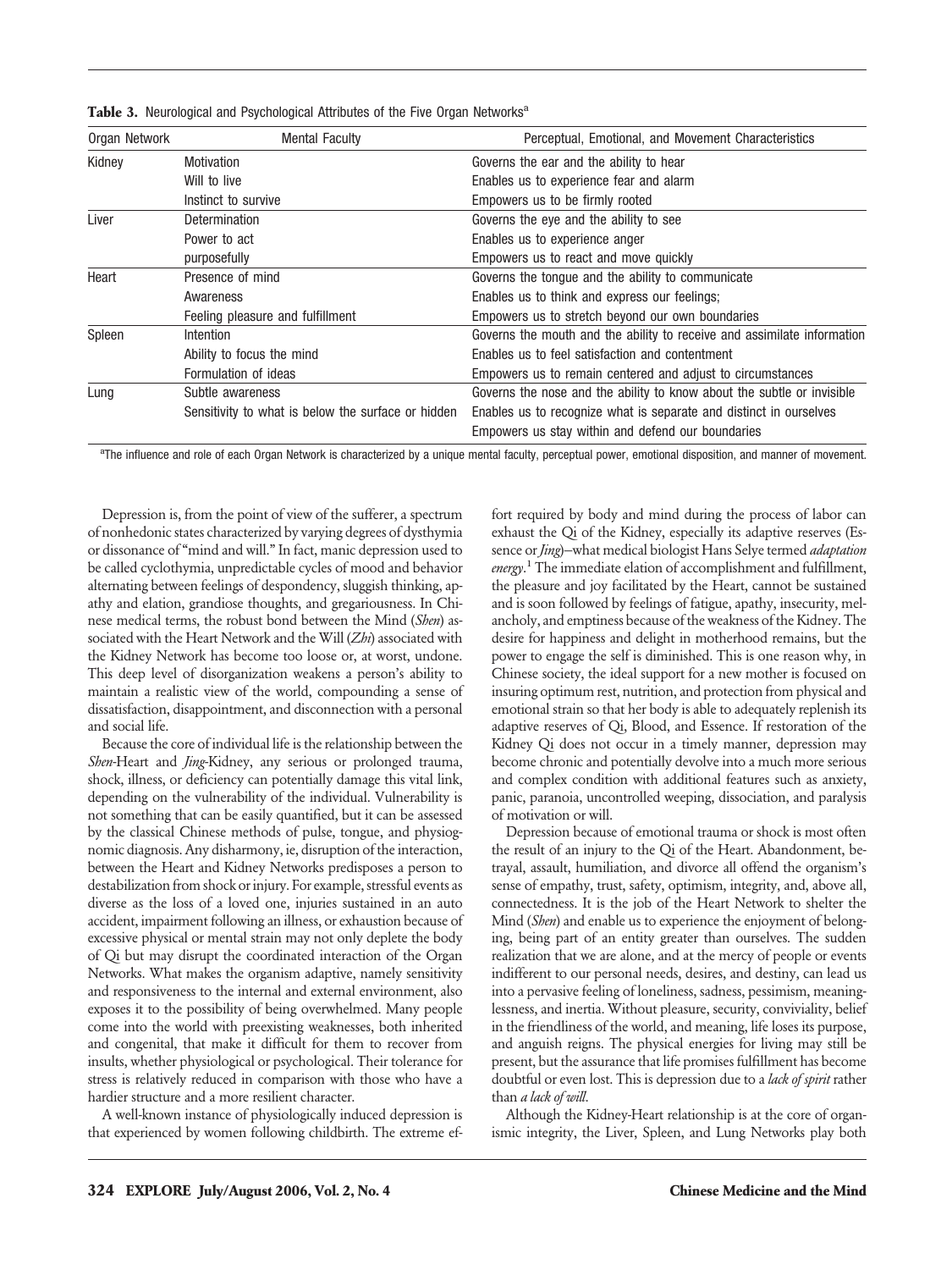**Table 3.** Neurological and Psychological Attributes of the Five Organ Networks[a]

| Organ Network | Mental Faculty | Perceptual, Emotional, and Movement Characteristics |
|---|---|---|
| Kidney | Motivation | Governs the ear and the ability to hear |
| | Will to live | Enables us to experience fear and alarm |
| | Instinct to survive | Empowers us to be firmly rooted |
| Liver | Determination | Governs the eye and the ability to see |
| | Power to act | Enables us to experience anger |
| | purposefully | Empowers us to react and move quickly |
| Heart | Presence of mind | Governs the tongue and the ability to communicate |
| | Awareness | Enables us to think and express our feelings; |
| | Feeling pleasure and fulfillment | Empowers us to stretch beyond our own boundaries |
| Spleen | Intention | Governs the mouth and the ability to receive and assimilate information |
| | Ability to focus the mind | Enables us to feel satisfaction and contentment |
| | Formulation of ideas | Empowers us to remain centered and adjust to circumstances |
| Lung | Subtle awareness | Governs the nose and the ability to know about the subtle or invisible |
| | Sensitivity to what is below the surface or hidden | Enables us to recognize what is separate and distinct in ourselves |
| | | Empowers us stay within and defend our boundaries |

[a]The influence and role of each Organ Network is characterized by a unique mental faculty, perceptual power, emotional disposition, and manner of movement.

Depression is, from the point of view of the sufferer, a spectrum of nonhedonic states characterized by varying degrees of dysthymia or dissonance of "mind and will." In fact, manic depression used to be called cyclothymia, unpredictable cycles of mood and behavior alternating between feelings of despondency, sluggish thinking, apathy and elation, grandiose thoughts, and gregariousness. In Chinese medical terms, the robust bond between the Mind (*Shen*) associated with the Heart Network and the Will (*Zhi*) associated with the Kidney Network has become too loose or, at worst, undone. This deep level of disorganization weakens a person's ability to maintain a realistic view of the world, compounding a sense of dissatisfaction, disappointment, and disconnection with a personal and social life.

Because the core of individual life is the relationship between the *Shen*-Heart and *Jing*-Kidney, any serious or prolonged trauma, shock, illness, or deficiency can potentially damage this vital link, depending on the vulnerability of the individual. Vulnerability is not something that can be easily quantified, but it can be assessed by the classical Chinese methods of pulse, tongue, and physiognomic diagnosis. Any disharmony, ie, disruption of the interaction, between the Heart and Kidney Networks predisposes a person to destabilization from shock or injury. For example, stressful events as diverse as the loss of a loved one, injuries sustained in an auto accident, impairment following an illness, or exhaustion because of excessive physical or mental strain may not only deplete the body of Qi but may disrupt the coordinated interaction of the Organ Networks. What makes the organism adaptive, namely sensitivity and responsiveness to the internal and external environment, also exposes it to the possibility of being overwhelmed. Many people come into the world with preexisting weaknesses, both inherited and congenital, that make it difficult for them to recover from insults, whether physiological or psychological. Their tolerance for stress is relatively reduced in comparison with those who have a hardier structure and a more resilient character.

A well-known instance of physiologically induced depression is that experienced by women following childbirth. The extreme effort required by body and mind during the process of labor can exhaust the Qi of the Kidney, especially its adaptive reserves (Essence or *Jing*)–what medical biologist Hans Selye termed *adaptation energy*.[1] The immediate elation of accomplishment and fulfillment, the pleasure and joy facilitated by the Heart, cannot be sustained and is soon followed by feelings of fatigue, apathy, insecurity, melancholy, and emptiness because of the weakness of the Kidney. The desire for happiness and delight in motherhood remains, but the power to engage the self is diminished. This is one reason why, in Chinese society, the ideal support for a new mother is focused on insuring optimum rest, nutrition, and protection from physical and emotional strain so that her body is able to adequately replenish its adaptive reserves of Qi, Blood, and Essence. If restoration of the Kidney Qi does not occur in a timely manner, depression may become chronic and potentially devolve into a much more serious and complex condition with additional features such as anxiety, panic, paranoia, uncontrolled weeping, dissociation, and paralysis of motivation or will.

Depression because of emotional trauma or shock is most often the result of an injury to the Qi of the Heart. Abandonment, betrayal, assault, humiliation, and divorce all offend the organism's sense of empathy, trust, safety, optimism, integrity, and, above all, connectedness. It is the job of the Heart Network to shelter the Mind (*Shen*) and enable us to experience the enjoyment of belonging, being part of an entity greater than ourselves. The sudden realization that we are alone, and at the mercy of people or events indifferent to our personal needs, desires, and destiny, can lead us into a pervasive feeling of loneliness, sadness, pessimism, meaninglessness, and inertia. Without pleasure, security, conviviality, belief in the friendliness of the world, and meaning, life loses its purpose, and anguish reigns. The physical energies for living may still be present, but the assurance that life promises fulfillment has become doubtful or even lost. This is depression due to a *lack of spirit* rather than *a lack of will*.

Although the Kidney-Heart relationship is at the core of organismic integrity, the Liver, Spleen, and Lung Networks play both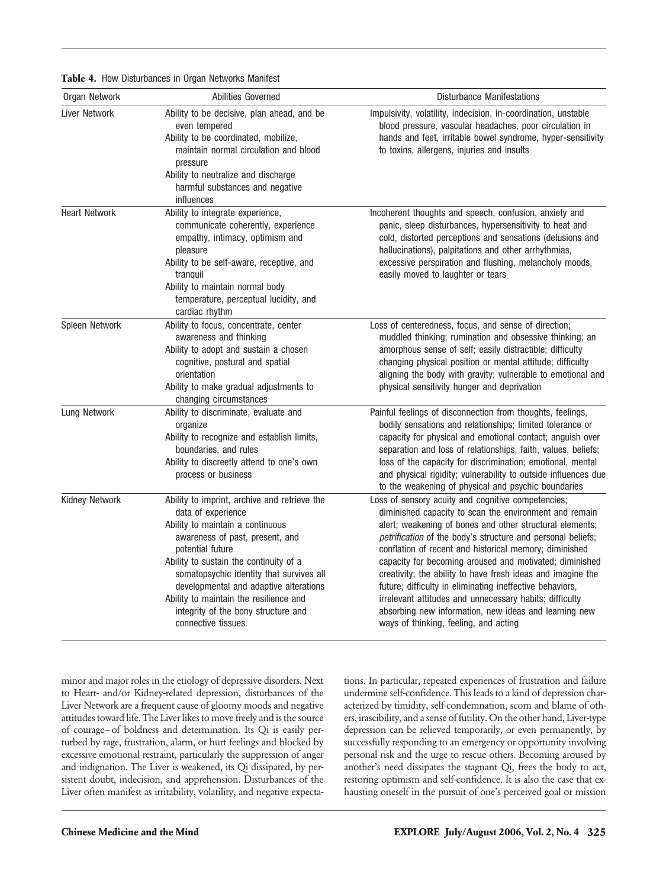**Table 4.** How Disturbances in Organ Networks Manifest

| Organ Network | Abilities Governed | Disturbance Manifestations |
| --- | --- | --- |
| Liver Network | Ability to be decisive, plan ahead, and be even tempered<br>Ability to be coordinated, mobilize, maintain normal circulation and blood pressure<br>Ability to neutralize and discharge harmful substances and negative influences | Impulsivity, volatility, indecision, in-coordination, unstable blood pressure, vascular headaches, poor circulation in hands and feet, irritable bowel syndrome, hyper-sensitivity to toxins, allergens, injuries and insults |
| Heart Network | Ability to integrate experience, communicate coherently, experience empathy, intimacy, optimism and pleasure<br>Ability to be self-aware, receptive, and tranquil<br>Ability to maintain normal body temperature, perceptual lucidity, and cardiac rhythm | Incoherent thoughts and speech, confusion, anxiety and panic, sleep disturbances, hypersensitivity to heat and cold, distorted perceptions and sensations (delusions and hallucinations), palpitations and other arrhythmias, excessive perspiration and flushing, melancholy moods, easily moved to laughter or tears |
| Spleen Network | Ability to focus, concentrate, center awareness and thinking<br>Ability to adopt and sustain a chosen cognitive, postural and spatial orientation<br>Ability to make gradual adjustments to changing circumstances | Loss of centeredness, focus, and sense of direction; muddled thinking; rumination and obsessive thinking; an amorphous sense of self; easily distractible; difficulty changing physical position or mental attitude; difficulty aligning the body with gravity; vulnerable to emotional and physical sensitivity hunger and deprivation |
| Lung Network | Ability to discriminate, evaluate and organize<br>Ability to recognize and establish limits, boundaries, and rules<br>Ability to discreetly attend to one's own process or business | Painful feelings of disconnection from thoughts, feelings, bodily sensations and relationships; limited tolerance or capacity for physical and emotional contact; anguish over separation and loss of relationships, faith, values, beliefs; loss of the capacity for discrimination; emotional, mental and physical rigidity; vulnerability to outside influences due to the weakening of physical and psychic boundaries |
| Kidney Network | Ability to imprint, archive and retrieve the data of experience<br>Ability to maintain a continuous awareness of past, present, and potential future<br>Ability to sustain the continuity of a somatopsychic identity that survives all developmental and adaptive alterations<br>Ability to maintain the resilience and integrity of the bony structure and connective tissues. | Loss of sensory acuity and cognitive competencies; diminished capacity to scan the environment and remain alert; weakening of bones and other structural elements; *petrification* of the body's structure and personal beliefs; conflation of recent and historical memory; diminished capacity for becoming aroused and motivated; diminished creativity; the ability to have fresh ideas and imagine the future; difficulty in eliminating ineffective behaviors, irrelevant attitudes and unnecessary habits; difficulty absorbing new information, new ideas and learning new ways of thinking, feeling, and acting |

minor and major roles in the etiology of depressive disorders. Next to Heart- and/or Kidney-related depression, disturbances of the Liver Network are a frequent cause of gloomy moods and negative attitudes toward life. The Liver likes to move freely and is the source of courage—of boldness and determination. Its Qi is easily perturbed by rage, frustration, alarm, or hurt feelings and blocked by excessive emotional restraint, particularly the suppression of anger and indignation. The Liver is weakened, its Qi dissipated, by persistent doubt, indecision, and apprehension. Disturbances of the Liver often manifest as irritability, volatility, and negative expectations. In particular, repeated experiences of frustration and failure undermine self-confidence. This leads to a kind of depression characterized by timidity, self-condemnation, scorn and blame of others, irascibility, and a sense of futility. On the other hand, Liver-type depression can be relieved temporarily, or even permanently, by successfully responding to an emergency or opportunity involving personal risk and the urge to rescue others. Becoming aroused by another's need dissipates the stagnant Qi, frees the body to act, restoring optimism and self-confidence. It is also the case that exhausting oneself in the pursuit of one's perceived goal or mission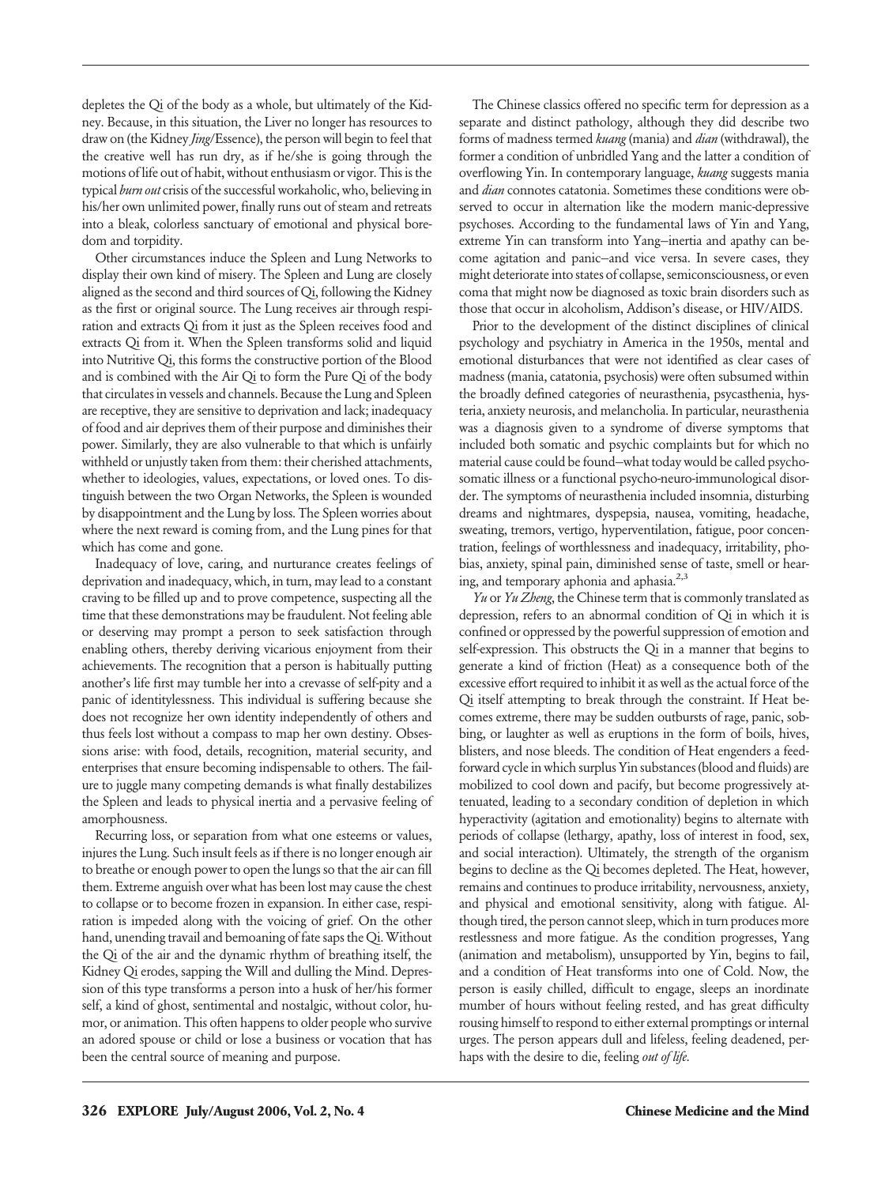depletes the Qi of the body as a whole, but ultimately of the Kidney. Because, in this situation, the Liver no longer has resources to draw on (the Kidney *Jing*/Essence), the person will begin to feel that the creative well has run dry, as if he/she is going through the motions of life out of habit, without enthusiasm or vigor. This is the typical *burn out* crisis of the successful workaholic, who, believing in his/her own unlimited power, finally runs out of steam and retreats into a bleak, colorless sanctuary of emotional and physical boredom and torpidity.

Other circumstances induce the Spleen and Lung Networks to display their own kind of misery. The Spleen and Lung are closely aligned as the second and third sources of Qi, following the Kidney as the first or original source. The Lung receives air through respiration and extracts Qi from it just as the Spleen receives food and extracts Qi from it. When the Spleen transforms solid and liquid into Nutritive Qi, this forms the constructive portion of the Blood and is combined with the Air Qi to form the Pure Qi of the body that circulates in vessels and channels. Because the Lung and Spleen are receptive, they are sensitive to deprivation and lack; inadequacy of food and air deprives them of their purpose and diminishes their power. Similarly, they are also vulnerable to that which is unfairly withheld or unjustly taken from them: their cherished attachments, whether to ideologies, values, expectations, or loved ones. To distinguish between the two Organ Networks, the Spleen is wounded by disappointment and the Lung by loss. The Spleen worries about where the next reward is coming from, and the Lung pines for that which has come and gone.

Inadequacy of love, caring, and nurturance creates feelings of deprivation and inadequacy, which, in turn, may lead to a constant craving to be filled up and to prove competence, suspecting all the time that these demonstrations may be fraudulent. Not feeling able or deserving may prompt a person to seek satisfaction through enabling others, thereby deriving vicarious enjoyment from their achievements. The recognition that a person is habitually putting another's life first may tumble her into a crevasse of self-pity and a panic of identitylessness. This individual is suffering because she does not recognize her own identity independently of others and thus feels lost without a compass to map her own destiny. Obsessions arise: with food, details, recognition, material security, and enterprises that ensure becoming indispensable to others. The failure to juggle many competing demands is what finally destabilizes the Spleen and leads to physical inertia and a pervasive feeling of amorphousness.

Recurring loss, or separation from what one esteems or values, injures the Lung. Such insult feels as if there is no longer enough air to breathe or enough power to open the lungs so that the air can fill them. Extreme anguish over what has been lost may cause the chest to collapse or to become frozen in expansion. In either case, respiration is impeded along with the voicing of grief. On the other hand, unending travail and bemoaning of fate saps the Qi. Without the Qi of the air and the dynamic rhythm of breathing itself, the Kidney Qi erodes, sapping the Will and dulling the Mind. Depression of this type transforms a person into a husk of her/his former self, a kind of ghost, sentimental and nostalgic, without color, humor, or animation. This often happens to older people who survive an adored spouse or child or lose a business or vocation that has been the central source of meaning and purpose.

The Chinese classics offered no specific term for depression as a separate and distinct pathology, although they did describe two forms of madness termed *kuang* (mania) and *dian* (withdrawal), the former a condition of unbridled Yang and the latter a condition of overflowing Yin. In contemporary language, *kuang* suggests mania and *dian* connotes catatonia. Sometimes these conditions were observed to occur in alternation like the modern manic-depressive psychoses. According to the fundamental laws of Yin and Yang, extreme Yin can transform into Yang–inertia and apathy can become agitation and panic–and vice versa. In severe cases, they might deteriorate into states of collapse, semiconsciousness, or even coma that might now be diagnosed as toxic brain disorders such as those that occur in alcoholism, Addison's disease, or HIV/AIDS.

Prior to the development of the distinct disciplines of clinical psychology and psychiatry in America in the 1950s, mental and emotional disturbances that were not identified as clear cases of madness (mania, catatonia, psychosis) were often subsumed within the broadly defined categories of neurasthenia, psycasthenia, hysteria, anxiety neurosis, and melancholia. In particular, neurasthenia was a diagnosis given to a syndrome of diverse symptoms that included both somatic and psychic complaints but for which no material cause could be found–what today would be called psychosomatic illness or a functional psycho-neuro-immunological disorder. The symptoms of neurasthenia included insomnia, disturbing dreams and nightmares, dyspepsia, nausea, vomiting, headache, sweating, tremors, vertigo, hyperventilation, fatigue, poor concentration, feelings of worthlessness and inadequacy, irritability, phobias, anxiety, spinal pain, diminished sense of taste, smell or hearing, and temporary aphonia and aphasia.[2,3]

*Yu* or *Yu Zheng*, the Chinese term that is commonly translated as depression, refers to an abnormal condition of Qi in which it is confined or oppressed by the powerful suppression of emotion and self-expression. This obstructs the Qi in a manner that begins to generate a kind of friction (Heat) as a consequence both of the excessive effort required to inhibit it as well as the actual force of the Qi itself attempting to break through the constraint. If Heat becomes extreme, there may be sudden outbursts of rage, panic, sobbing, or laughter as well as eruptions in the form of boils, hives, blisters, and nose bleeds. The condition of Heat engenders a feed-forward cycle in which surplus Yin substances (blood and fluids) are mobilized to cool down and pacify, but become progressively attenuated, leading to a secondary condition of depletion in which hyperactivity (agitation and emotionality) begins to alternate with periods of collapse (lethargy, apathy, loss of interest in food, sex, and social interaction). Ultimately, the strength of the organism begins to decline as the Qi becomes depleted. The Heat, however, remains and continues to produce irritability, nervousness, anxiety, and physical and emotional sensitivity, along with fatigue. Although tired, the person cannot sleep, which in turn produces more restlessness and more fatigue. As the condition progresses, Yang (animation and metabolism), unsupported by Yin, begins to fail, and a condition of Heat transforms into one of Cold. Now, the person is easily chilled, difficult to engage, sleeps an inordinate number of hours without feeling rested, and has great difficulty rousing himself to respond to either external promptings or internal urges. The person appears dull and lifeless, feeling deadened, perhaps with the desire to die, feeling *out of life*.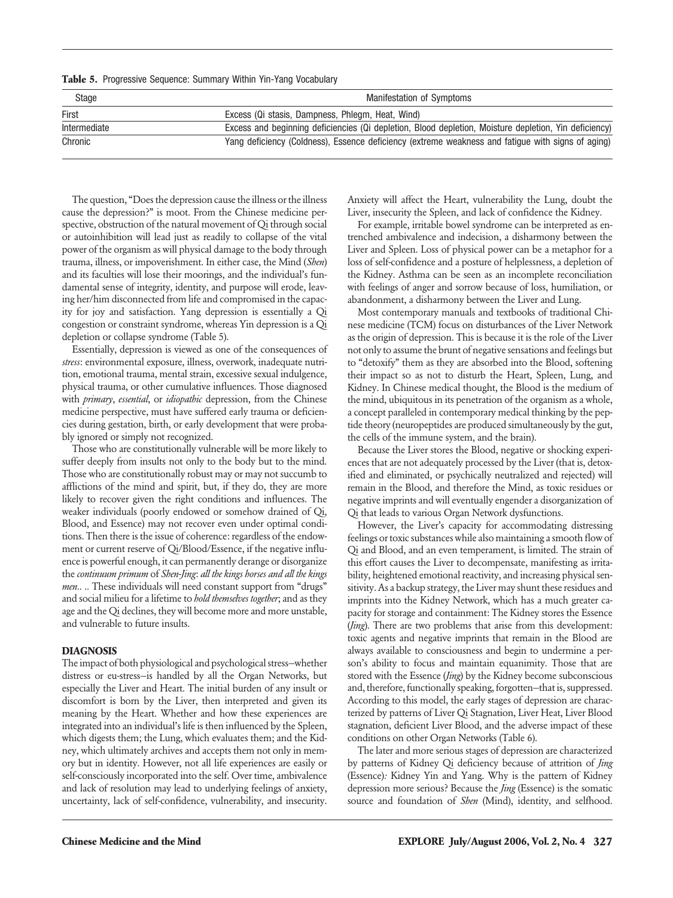**Table 5.** Progressive Sequence: Summary Within Yin-Yang Vocabulary

| Stage | Manifestation of Symptoms |
|---|---|
| First | Excess (Qi stasis, Dampness, Phlegm, Heat, Wind) |
| Intermediate | Excess and beginning deficiencies (Qi depletion, Blood depletion, Moisture depletion, Yin deficiency) |
| Chronic | Yang deficiency (Coldness), Essence deficiency (extreme weakness and fatigue with signs of aging) |

The question, "Does the depression cause the illness or the illness cause the depression?" is moot. From the Chinese medicine perspective, obstruction of the natural movement of Qi through social or autoinhibition will lead just as readily to collapse of the vital power of the organism as will physical damage to the body through trauma, illness, or impoverishment. In either case, the Mind (*Shen*) and its faculties will lose their moorings, and the individual's fundamental sense of integrity, identity, and purpose will erode, leaving her/him disconnected from life and compromised in the capacity for joy and satisfaction. Yang depression is essentially a Qi congestion or constraint syndrome, whereas Yin depression is a Qi depletion or collapse syndrome (Table 5).

Essentially, depression is viewed as one of the consequences of *stress*: environmental exposure, illness, overwork, inadequate nutrition, emotional trauma, mental strain, excessive sexual indulgence, physical trauma, or other cumulative influences. Those diagnosed with *primary*, *essential*, or *idiopathic* depression, from the Chinese medicine perspective, must have suffered early trauma or deficiencies during gestation, birth, or early development that were probably ignored or simply not recognized.

Those who are constitutionally vulnerable will be more likely to suffer deeply from insults not only to the body but to the mind. Those who are constitutionally robust may or may not succumb to afflictions of the mind and spirit, but, if they do, they are more likely to recover given the right conditions and influences. The weaker individuals (poorly endowed or somehow drained of Qi, Blood, and Essence) may not recover even under optimal conditions. Then there is the issue of coherence: regardless of the endowment or current reserve of Qi/Blood/Essence, if the negative influence is powerful enough, it can permanently derange or disorganize the *continuum primum* of *Shen-Jing*: *all the kings horses and all the kings men.. ..* These individuals will need constant support from "drugs" and social milieu for a lifetime to *hold themselves together*; and as they age and the Qi declines, they will become more and more unstable, and vulnerable to future insults.

## DIAGNOSIS

The impact of both physiological and psychological stress—whether distress or eu-stress—is handled by all the Organ Networks, but especially the Liver and Heart. The initial burden of any insult or discomfort is born by the Liver, then interpreted and given its meaning by the Heart. Whether and how these experiences are integrated into an individual's life is then influenced by the Spleen, which digests them; the Lung, which evaluates them; and the Kidney, which ultimately archives and accepts them not only in memory but in identity. However, not all life experiences are easily or self-consciously incorporated into the self. Over time, ambivalence and lack of resolution may lead to underlying feelings of anxiety, uncertainty, lack of self-confidence, vulnerability, and insecurity. Anxiety will affect the Heart, vulnerability the Lung, doubt the Liver, insecurity the Spleen, and lack of confidence the Kidney.

For example, irritable bowel syndrome can be interpreted as entrenched ambivalence and indecision, a disharmony between the Liver and Spleen. Loss of physical power can be a metaphor for a loss of self-confidence and a posture of helplessness, a depletion of the Kidney. Asthma can be seen as an incomplete reconciliation with feelings of anger and sorrow because of loss, humiliation, or abandonment, a disharmony between the Liver and Lung.

Most contemporary manuals and textbooks of traditional Chinese medicine (TCM) focus on disturbances of the Liver Network as the origin of depression. This is because it is the role of the Liver not only to assume the brunt of negative sensations and feelings but to "detoxify" them as they are absorbed into the Blood, softening their impact so as not to disturb the Heart, Spleen, Lung, and Kidney. In Chinese medical thought, the Blood is the medium of the mind, ubiquitous in its penetration of the organism as a whole, a concept paralleled in contemporary medical thinking by the peptide theory (neuropeptides are produced simultaneously by the gut, the cells of the immune system, and the brain).

Because the Liver stores the Blood, negative or shocking experiences that are not adequately processed by the Liver (that is, detoxified and eliminated, or psychically neutralized and rejected) will remain in the Blood, and therefore the Mind, as toxic residues or negative imprints and will eventually engender a disorganization of Qi that leads to various Organ Network dysfunctions.

However, the Liver's capacity for accommodating distressing feelings or toxic substances while also maintaining a smooth flow of Qi and Blood, and an even temperament, is limited. The strain of this effort causes the Liver to decompensate, manifesting as irritability, heightened emotional reactivity, and increasing physical sensitivity. As a backup strategy, the Liver may shunt these residues and imprints into the Kidney Network, which has a much greater capacity for storage and containment: The Kidney stores the Essence (*Jing*). There are two problems that arise from this development: toxic agents and negative imprints that remain in the Blood are always available to consciousness and begin to undermine a person's ability to focus and maintain equanimity. Those that are stored with the Essence (*Jing*) by the Kidney become subconscious and, therefore, functionally speaking, forgotten—that is, suppressed. According to this model, the early stages of depression are characterized by patterns of Liver Qi Stagnation, Liver Heat, Liver Blood stagnation, deficient Liver Blood, and the adverse impact of these conditions on other Organ Networks (Table 6).

The later and more serious stages of depression are characterized by patterns of Kidney Qi deficiency because of attrition of *Jing* (Essence)*:* Kidney Yin and Yang. Why is the pattern of Kidney depression more serious? Because the *Jing* (Essence) is the somatic source and foundation of *Shen* (Mind), identity, and selfhood.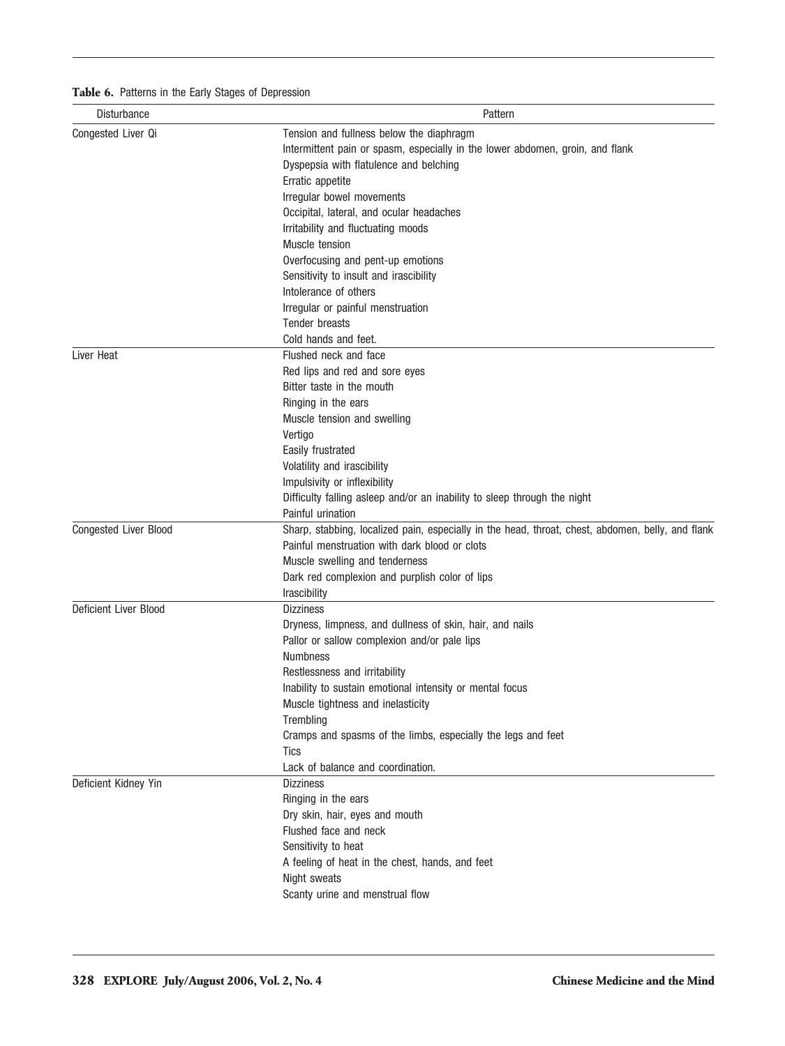**Table 6.** Patterns in the Early Stages of Depression

| Disturbance | Pattern |
|---|---|
| Congested Liver Qi | Tension and fullness below the diaphragm |
| | Intermittent pain or spasm, especially in the lower abdomen, groin, and flank |
| | Dyspepsia with flatulence and belching |
| | Erratic appetite |
| | Irregular bowel movements |
| | Occipital, lateral, and ocular headaches |
| | Irritability and fluctuating moods |
| | Muscle tension |
| | Overfocusing and pent-up emotions |
| | Sensitivity to insult and irascibility |
| | Intolerance of others |
| | Irregular or painful menstruation |
| | Tender breasts |
| | Cold hands and feet. |
| Liver Heat | Flushed neck and face |
| | Red lips and red and sore eyes |
| | Bitter taste in the mouth |
| | Ringing in the ears |
| | Muscle tension and swelling |
| | Vertigo |
| | Easily frustrated |
| | Volatility and irascibility |
| | Impulsivity or inflexibility |
| | Difficulty falling asleep and/or an inability to sleep through the night |
| | Painful urination |
| Congested Liver Blood | Sharp, stabbing, localized pain, especially in the head, throat, chest, abdomen, belly, and flank |
| | Painful menstruation with dark blood or clots |
| | Muscle swelling and tenderness |
| | Dark red complexion and purplish color of lips |
| | Irascibility |
| Deficient Liver Blood | Dizziness |
| | Dryness, limpness, and dullness of skin, hair, and nails |
| | Pallor or sallow complexion and/or pale lips |
| | Numbness |
| | Restlessness and irritability |
| | Inability to sustain emotional intensity or mental focus |
| | Muscle tightness and inelasticity |
| | Trembling |
| | Cramps and spasms of the limbs, especially the legs and feet |
| | Tics |
| | Lack of balance and coordination. |
| Deficient Kidney Yin | Dizziness |
| | Ringing in the ears |
| | Dry skin, hair, eyes and mouth |
| | Flushed face and neck |
| | Sensitivity to heat |
| | A feeling of heat in the chest, hands, and feet |
| | Night sweats |
| | Scanty urine and menstrual flow |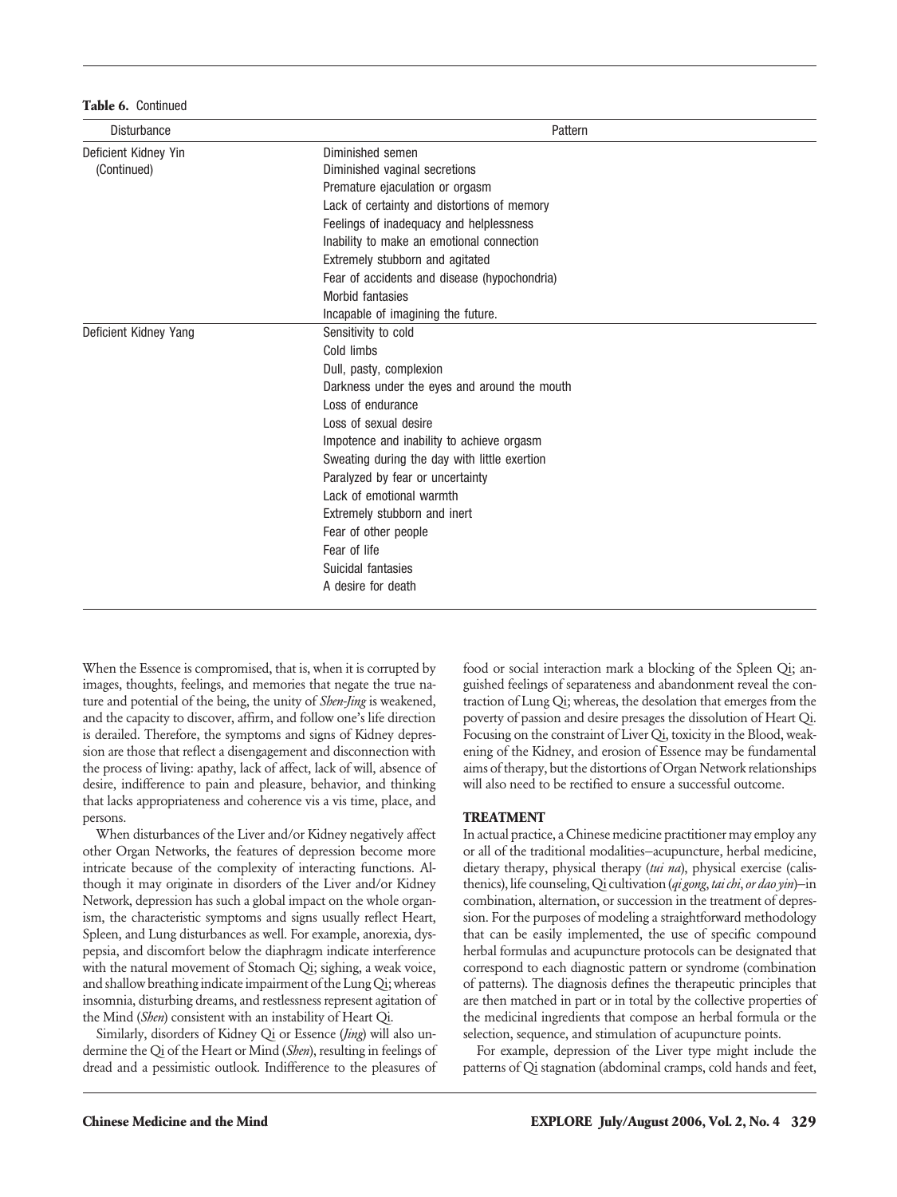**Table 6.** Continued

| Disturbance | Pattern |
|---|---|
| Deficient Kidney Yin (Continued) | Diminished semen |
| | Diminished vaginal secretions |
| | Premature ejaculation or orgasm |
| | Lack of certainty and distortions of memory |
| | Feelings of inadequacy and helplessness |
| | Inability to make an emotional connection |
| | Extremely stubborn and agitated |
| | Fear of accidents and disease (hypochondria) |
| | Morbid fantasies |
| | Incapable of imagining the future. |
| Deficient Kidney Yang | Sensitivity to cold |
| | Cold limbs |
| | Dull, pasty, complexion |
| | Darkness under the eyes and around the mouth |
| | Loss of endurance |
| | Loss of sexual desire |
| | Impotence and inability to achieve orgasm |
| | Sweating during the day with little exertion |
| | Paralyzed by fear or uncertainty |
| | Lack of emotional warmth |
| | Extremely stubborn and inert |
| | Fear of other people |
| | Fear of life |
| | Suicidal fantasies |
| | A desire for death |

When the Essence is compromised, that is, when it is corrupted by images, thoughts, feelings, and memories that negate the true nature and potential of the being, the unity of *Shen-Jing* is weakened, and the capacity to discover, affirm, and follow one's life direction is derailed. Therefore, the symptoms and signs of Kidney depression are those that reflect a disengagement and disconnection with the process of living: apathy, lack of affect, lack of will, absence of desire, indifference to pain and pleasure, behavior, and thinking that lacks appropriateness and coherence vis a vis time, place, and persons.

When disturbances of the Liver and/or Kidney negatively affect other Organ Networks, the features of depression become more intricate because of the complexity of interacting functions. Although it may originate in disorders of the Liver and/or Kidney Network, depression has such a global impact on the whole organism, the characteristic symptoms and signs usually reflect Heart, Spleen, and Lung disturbances as well. For example, anorexia, dyspepsia, and discomfort below the diaphragm indicate interference with the natural movement of Stomach Qi; sighing, a weak voice, and shallow breathing indicate impairment of the Lung Qi; whereas insomnia, disturbing dreams, and restlessness represent agitation of the Mind (*Shen*) consistent with an instability of Heart Qi.

Similarly, disorders of Kidney Qi or Essence (*Jing*) will also undermine the Qi of the Heart or Mind (*Shen*), resulting in feelings of dread and a pessimistic outlook. Indifference to the pleasures of food or social interaction mark a blocking of the Spleen Qi; anguished feelings of separateness and abandonment reveal the contraction of Lung Qi; whereas, the desolation that emerges from the poverty of passion and desire presages the dissolution of Heart Qi. Focusing on the constraint of Liver Qi, toxicity in the Blood, weakening of the Kidney, and erosion of Essence may be fundamental aims of therapy, but the distortions of Organ Network relationships will also need to be rectified to ensure a successful outcome.

## TREATMENT

In actual practice, a Chinese medicine practitioner may employ any or all of the traditional modalities—acupuncture, herbal medicine, dietary therapy, physical therapy (*tui na*), physical exercise (calisthenics), life counseling, Qi cultivation (*qi gong*, *tai chi*, *or dao yin*)—in combination, alternation, or succession in the treatment of depression. For the purposes of modeling a straightforward methodology that can be easily implemented, the use of specific compound herbal formulas and acupuncture protocols can be designated that correspond to each diagnostic pattern or syndrome (combination of patterns). The diagnosis defines the therapeutic principles that are then matched in part or in total by the collective properties of the medicinal ingredients that compose an herbal formula or the selection, sequence, and stimulation of acupuncture points.

For example, depression of the Liver type might include the patterns of Qi stagnation (abdominal cramps, cold hands and feet,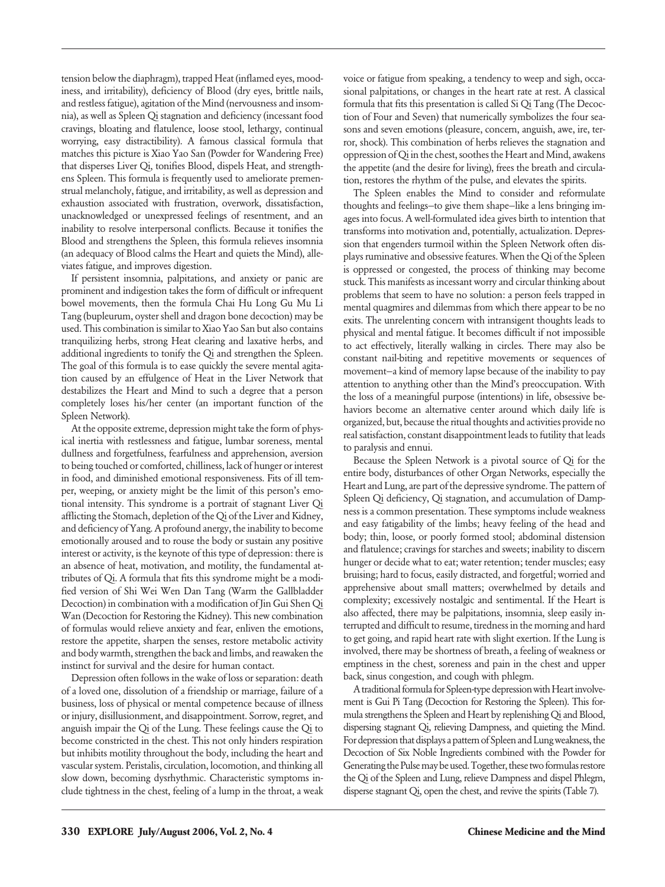tension below the diaphragm), trapped Heat (inflamed eyes, moodiness, and irritability), deficiency of Blood (dry eyes, brittle nails, and restless fatigue), agitation of the Mind (nervousness and insomnia), as well as Spleen Qi stagnation and deficiency (incessant food cravings, bloating and flatulence, loose stool, lethargy, continual worrying, easy distractibility). A famous classical formula that matches this picture is Xiao Yao San (Powder for Wandering Free) that disperses Liver Qi, tonifies Blood, dispels Heat, and strengthens Spleen. This formula is frequently used to ameliorate premenstrual melancholy, fatigue, and irritability, as well as depression and exhaustion associated with frustration, overwork, dissatisfaction, unacknowledged or unexpressed feelings of resentment, and an inability to resolve interpersonal conflicts. Because it tonifies the Blood and strengthens the Spleen, this formula relieves insomnia (an adequacy of Blood calms the Heart and quiets the Mind), alleviates fatigue, and improves digestion.

If persistent insomnia, palpitations, and anxiety or panic are prominent and indigestion takes the form of difficult or infrequent bowel movements, then the formula Chai Hu Long Gu Mu Li Tang (bupleurum, oyster shell and dragon bone decoction) may be used. This combination is similar to Xiao Yao San but also contains tranquilizing herbs, strong Heat clearing and laxative herbs, and additional ingredients to tonify the Qi and strengthen the Spleen. The goal of this formula is to ease quickly the severe mental agitation caused by an effulgence of Heat in the Liver Network that destabilizes the Heart and Mind to such a degree that a person completely loses his/her center (an important function of the Spleen Network).

At the opposite extreme, depression might take the form of physical inertia with restlessness and fatigue, lumbar soreness, mental dullness and forgetfulness, fearfulness and apprehension, aversion to being touched or comforted, chilliness, lack of hunger or interest in food, and diminished emotional responsiveness. Fits of ill temper, weeping, or anxiety might be the limit of this person's emotional intensity. This syndrome is a portrait of stagnant Liver Qi afflicting the Stomach, depletion of the Qi of the Liver and Kidney, and deficiency of Yang. A profound anergy, the inability to become emotionally aroused and to rouse the body or sustain any positive interest or activity, is the keynote of this type of depression: there is an absence of heat, motivation, and motility, the fundamental attributes of Qi. A formula that fits this syndrome might be a modified version of Shi Wei Wen Dan Tang (Warm the Gallbladder Decoction) in combination with a modification of Jin Gui Shen Qi Wan (Decoction for Restoring the Kidney). This new combination of formulas would relieve anxiety and fear, enliven the emotions, restore the appetite, sharpen the senses, restore metabolic activity and body warmth, strengthen the back and limbs, and reawaken the instinct for survival and the desire for human contact.

Depression often follows in the wake of loss or separation: death of a loved one, dissolution of a friendship or marriage, failure of a business, loss of physical or mental competence because of illness or injury, disillusionment, and disappointment. Sorrow, regret, and anguish impair the Qi of the Lung. These feelings cause the Qi to become constricted in the chest. This not only hinders respiration but inhibits motility throughout the body, including the heart and vascular system. Peristalis, circulation, locomotion, and thinking all slow down, becoming dysrhythmic. Characteristic symptoms include tightness in the chest, feeling of a lump in the throat, a weak voice or fatigue from speaking, a tendency to weep and sigh, occasional palpitations, or changes in the heart rate at rest. A classical formula that fits this presentation is called Si Qi Tang (The Decoction of Four and Seven) that numerically symbolizes the four seasons and seven emotions (pleasure, concern, anguish, awe, ire, terror, shock). This combination of herbs relieves the stagnation and oppression of Qi in the chest, soothes the Heart and Mind, awakens the appetite (and the desire for living), frees the breath and circulation, restores the rhythm of the pulse, and elevates the spirits.

The Spleen enables the Mind to consider and reformulate thoughts and feelings—to give them shape—like a lens bringing images into focus. A well-formulated idea gives birth to intention that transforms into motivation and, potentially, actualization. Depression that engenders turmoil within the Spleen Network often displays ruminative and obsessive features. When the Qi of the Spleen is oppressed or congested, the process of thinking may become stuck. This manifests as incessant worry and circular thinking about problems that seem to have no solution: a person feels trapped in mental quagmires and dilemmas from which there appear to be no exits. The unrelenting concern with intransigent thoughts leads to physical and mental fatigue. It becomes difficult if not impossible to act effectively, literally walking in circles. There may also be constant nail-biting and repetitive movements or sequences of movement—a kind of memory lapse because of the inability to pay attention to anything other than the Mind's preoccupation. With the loss of a meaningful purpose (intentions) in life, obsessive behaviors become an alternative center around which daily life is organized, but, because the ritual thoughts and activities provide no real satisfaction, constant disappointment leads to futility that leads to paralysis and ennui.

Because the Spleen Network is a pivotal source of Qi for the entire body, disturbances of other Organ Networks, especially the Heart and Lung, are part of the depressive syndrome. The pattern of Spleen Qi deficiency, Qi stagnation, and accumulation of Dampness is a common presentation. These symptoms include weakness and easy fatigability of the limbs; heavy feeling of the head and body; thin, loose, or poorly formed stool; abdominal distension and flatulence; cravings for starches and sweets; inability to discern hunger or decide what to eat; water retention; tender muscles; easy bruising; hard to focus, easily distracted, and forgetful; worried and apprehensive about small matters; overwhelmed by details and complexity; excessively nostalgic and sentimental. If the Heart is also affected, there may be palpitations, insomnia, sleep easily interrupted and difficult to resume, tiredness in the morning and hard to get going, and rapid heart rate with slight exertion. If the Lung is involved, there may be shortness of breath, a feeling of weakness or emptiness in the chest, soreness and pain in the chest and upper back, sinus congestion, and cough with phlegm.

A traditional formula for Spleen-type depression with Heart involvement is Gui Pi Tang (Decoction for Restoring the Spleen). This formula strengthens the Spleen and Heart by replenishing Qi and Blood, dispersing stagnant Qi, relieving Dampness, and quieting the Mind. For depression that displays a pattern of Spleen and Lung weakness, the Decoction of Six Noble Ingredients combined with the Powder for Generating the Pulse may be used. Together, these two formulas restore the Qi of the Spleen and Lung, relieve Dampness and dispel Phlegm, disperse stagnant Qi, open the chest, and revive the spirits (Table 7).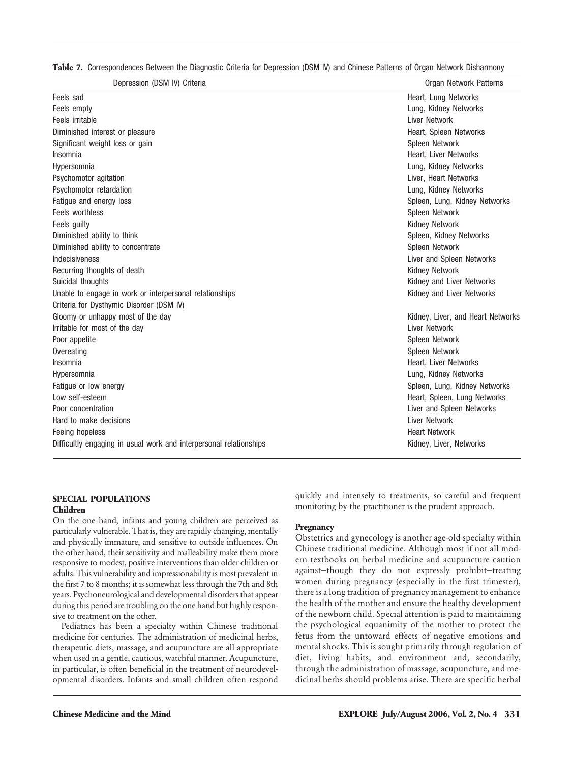**Table 7.** Correspondences Between the Diagnostic Criteria for Depression (DSM IV) and Chinese Patterns of Organ Network Disharmony

| Depression (DSM IV) Criteria | Organ Network Patterns |
| --- | --- |
| Feels sad | Heart, Lung Networks |
| Feels empty | Lung, Kidney Networks |
| Feels irritable | Liver Network |
| Diminished interest or pleasure | Heart, Spleen Networks |
| Significant weight loss or gain | Spleen Network |
| Insomnia | Heart, Liver Networks |
| Hypersomnia | Lung, Kidney Networks |
| Psychomotor agitation | Liver, Heart Networks |
| Psychomotor retardation | Lung, Kidney Networks |
| Fatigue and energy loss | Spleen, Lung, Kidney Networks |
| Feels worthless | Spleen Network |
| Feels guilty | Kidney Network |
| Diminished ability to think | Spleen, Kidney Networks |
| Diminished ability to concentrate | Spleen Network |
| Indecisiveness | Liver and Spleen Networks |
| Recurring thoughts of death | Kidney Network |
| Suicidal thoughts | Kidney and Liver Networks |
| Unable to engage in work or interpersonal relationships | Kidney and Liver Networks |
| Criteria for Dysthymic Disorder (DSM IV) | |
| Gloomy or unhappy most of the day | Kidney, Liver, and Heart Networks |
| Irritable for most of the day | Liver Network |
| Poor appetite | Spleen Network |
| Overeating | Spleen Network |
| Insomnia | Heart, Liver Networks |
| Hypersomnia | Lung, Kidney Networks |
| Fatigue or low energy | Spleen, Lung, Kidney Networks |
| Low self-esteem | Heart, Spleen, Lung Networks |
| Poor concentration | Liver and Spleen Networks |
| Hard to make decisions | Liver Network |
| Feeing hopeless | Heart Network |
| Difficultly engaging in usual work and interpersonal relationships | Kidney, Liver, Networks |

## SPECIAL POPULATIONS

### Children

On the one hand, infants and young children are perceived as particularly vulnerable. That is, they are rapidly changing, mentally and physically immature, and sensitive to outside influences. On the other hand, their sensitivity and malleability make them more responsive to modest, positive interventions than older children or adults. This vulnerability and impressionability is most prevalent in the first 7 to 8 months; it is somewhat less through the 7th and 8th years. Psychoneurological and developmental disorders that appear during this period are troubling on the one hand but highly responsive to treatment on the other.

Pediatrics has been a specialty within Chinese traditional medicine for centuries. The administration of medicinal herbs, therapeutic diets, massage, and acupuncture are all appropriate when used in a gentle, cautious, watchful manner. Acupuncture, in particular, is often beneficial in the treatment of neurodevelopmental disorders. Infants and small children often respond quickly and intensely to treatments, so careful and frequent monitoring by the practitioner is the prudent approach.

### Pregnancy

Obstetrics and gynecology is another age-old specialty within Chinese traditional medicine. Although most if not all modern textbooks on herbal medicine and acupuncture caution against—though they do not expressly prohibit—treating women during pregnancy (especially in the first trimester), there is a long tradition of pregnancy management to enhance the health of the mother and ensure the healthy development of the newborn child. Special attention is paid to maintaining the psychological equanimity of the mother to protect the fetus from the untoward effects of negative emotions and mental shocks. This is sought primarily through regulation of diet, living habits, and environment and, secondarily, through the administration of massage, acupuncture, and medicinal herbs should problems arise. There are specific herbal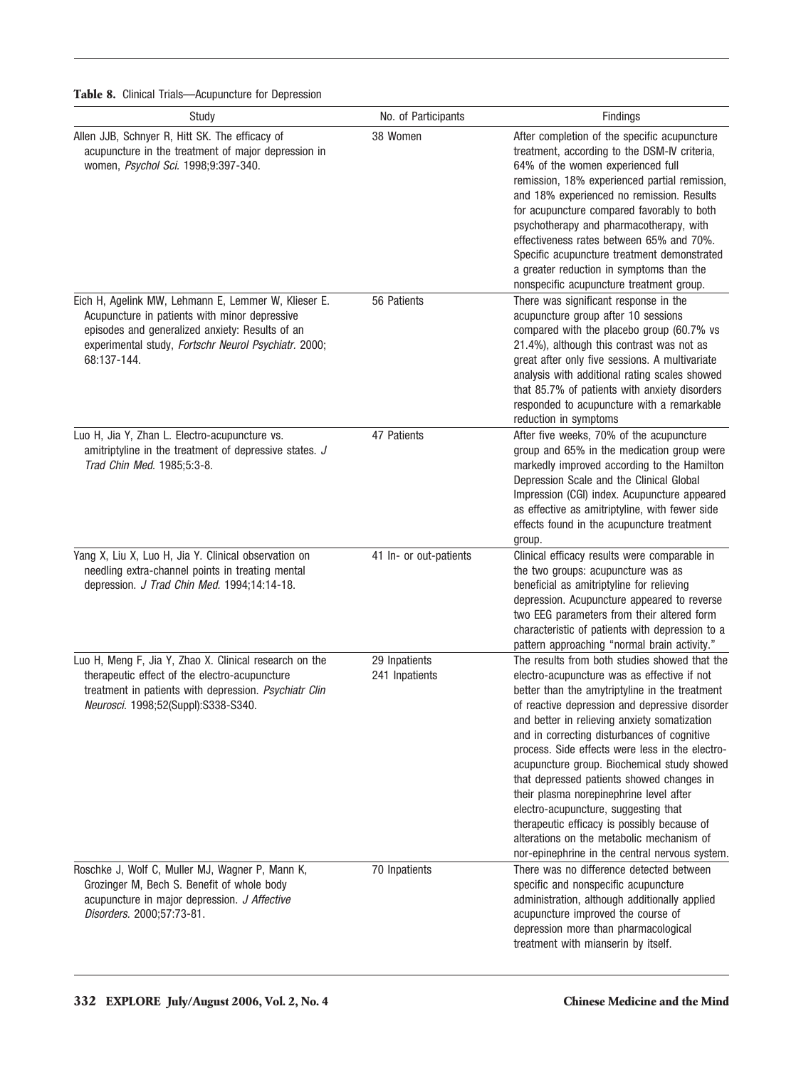**Table 8.** Clinical Trials—Acupuncture for Depression

| Study | No. of Participants | Findings |
| --- | --- | --- |
| Allen JJB, Schnyer R, Hitt SK. The efficacy of acupuncture in the treatment of major depression in women, *Psychol Sci.* 1998;9:397-340. | 38 Women | After completion of the specific acupuncture treatment, according to the DSM-IV criteria, 64% of the women experienced full remission, 18% experienced partial remission, and 18% experienced no remission. Results for acupuncture compared favorably to both psychotherapy and pharmacotherapy, with effectiveness rates between 65% and 70%. Specific acupuncture treatment demonstrated a greater reduction in symptoms than the nonspecific acupuncture treatment group. |
| Eich H, Agelink MW, Lehmann E, Lemmer W, Klieser E. Acupuncture in patients with minor depressive episodes and generalized anxiety: Results of an experimental study, *Fortschr Neurol Psychiatr.* 2000; 68:137-144. | 56 Patients | There was significant response in the acupuncture group after 10 sessions compared with the placebo group (60.7% vs 21.4%), although this contrast was not as great after only five sessions. A multivariate analysis with additional rating scales showed that 85.7% of patients with anxiety disorders responded to acupuncture with a remarkable reduction in symptoms |
| Luo H, Jia Y, Zhan L. Electro-acupuncture vs. amitriptyline in the treatment of depressive states. *J Trad Chin Med.* 1985;5:3-8. | 47 Patients | After five weeks, 70% of the acupuncture group and 65% in the medication group were markedly improved according to the Hamilton Depression Scale and the Clinical Global Impression (CGI) index. Acupuncture appeared as effective as amitriptyline, with fewer side effects found in the acupuncture treatment group. |
| Yang X, Liu X, Luo H, Jia Y. Clinical observation on needling extra-channel points in treating mental depression. *J Trad Chin Med.* 1994;14:14-18. | 41 In- or out-patients | Clinical efficacy results were comparable in the two groups: acupuncture was as beneficial as amitriptyline for relieving depression. Acupuncture appeared to reverse two EEG parameters from their altered form characteristic of patients with depression to a pattern approaching "normal brain activity." |
| Luo H, Meng F, Jia Y, Zhao X. Clinical research on the therapeutic effect of the electro-acupuncture treatment in patients with depression. *Psychiatr Clin Neurosci.* 1998;52(Suppl):S338-S340. | 29 Inpatients<br>241 Inpatients | The results from both studies showed that the electro-acupuncture was as effective if not better than the amytriptyline in the treatment of reactive depression and depressive disorder and better in relieving anxiety somatization and in correcting disturbances of cognitive process. Side effects were less in the electro-acupuncture group. Biochemical study showed that depressed patients showed changes in their plasma norepinephrine level after electro-acupuncture, suggesting that therapeutic efficacy is possibly because of alterations on the metabolic mechanism of nor-epinephrine in the central nervous system. |
| Roschke J, Wolf C, Muller MJ, Wagner P, Mann K, Grozinger M, Bech S. Benefit of whole body acupuncture in major depression. *J Affective Disorders.* 2000;57:73-81. | 70 Inpatients | There was no difference detected between specific and nonspecific acupuncture administration, although additionally applied acupuncture improved the course of depression more than pharmacological treatment with mianserin by itself. |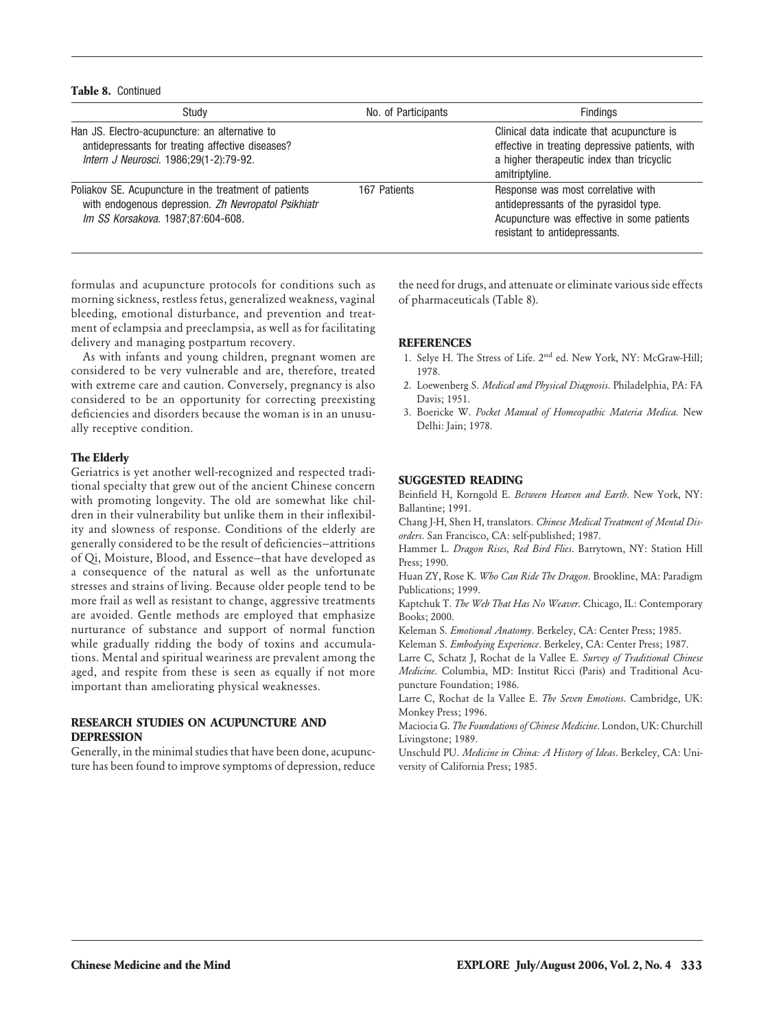**Table 8.** Continued

| Study | No. of Participants | Findings |
|---|---|---|
| Han JS. Electro-acupuncture: an alternative to antidepressants for treating affective diseases? *Intern J Neurosci.* 1986;29(1-2):79-92. | | Clinical data indicate that acupuncture is effective in treating depressive patients, with a higher therapeutic index than tricyclic amitriptyline. |
| Poliakov SE. Acupuncture in the treatment of patients with endogenous depression. *Zh Nevropatol Psikhiatr Im SS Korsakova.* 1987;87:604-608. | 167 Patients | Response was most correlative with antidepressants of the pyrasidol type. Acupuncture was effective in some patients resistant to antidepressants. |

formulas and acupuncture protocols for conditions such as morning sickness, restless fetus, generalized weakness, vaginal bleeding, emotional disturbance, and prevention and treatment of eclampsia and preeclampsia, as well as for facilitating delivery and managing postpartum recovery.

As with infants and young children, pregnant women are considered to be very vulnerable and are, therefore, treated with extreme care and caution. Conversely, pregnancy is also considered to be an opportunity for correcting preexisting deficiencies and disorders because the woman is in an unusually receptive condition.

### The Elderly

Geriatrics is yet another well-recognized and respected traditional specialty that grew out of the ancient Chinese concern with promoting longevity. The old are somewhat like children in their vulnerability but unlike them in their inflexibility and slowness of response. Conditions of the elderly are generally considered to be the result of deficiencies–attritions of Qi, Moisture, Blood, and Essence–that have developed as a consequence of the natural as well as the unfortunate stresses and strains of living. Because older people tend to be more frail as well as resistant to change, aggressive treatments are avoided. Gentle methods are employed that emphasize nurturance of substance and support of normal function while gradually ridding the body of toxins and accumulations. Mental and spiritual weariness are prevalent among the aged, and respite from these is seen as equally if not more important than ameliorating physical weaknesses.

## RESEARCH STUDIES ON ACUPUNCTURE AND DEPRESSION

Generally, in the minimal studies that have been done, acupuncture has been found to improve symptoms of depression, reduce the need for drugs, and attenuate or eliminate various side effects of pharmaceuticals (Table 8).

## REFERENCES

1. Selye H. The Stress of Life. 2nd ed. New York, NY: McGraw-Hill; 1978.
2. Loewenberg S. *Medical and Physical Diagnosis*. Philadelphia, PA: FA Davis; 1951.
3. Boericke W. *Pocket Manual of Homeopathic Materia Medica.* New Delhi: Jain; 1978.

## SUGGESTED READING

Beinfield H, Korngold E. *Between Heaven and Earth*. New York, NY: Ballantine; 1991.

Chang J-H, Shen H, translators. *Chinese Medical Treatment of Mental Disorders*. San Francisco, CA: self-published; 1987.

Hammer L. *Dragon Rises, Red Bird Flies*. Barrytown, NY: Station Hill Press; 1990.

Huan ZY, Rose K. *Who Can Ride The Dragon*. Brookline, MA: Paradigm Publications; 1999.

Kaptchuk T. *The Web That Has No Weaver*. Chicago, IL: Contemporary Books; 2000.

Keleman S. *Emotional Anatomy*. Berkeley, CA: Center Press; 1985.

Keleman S. *Embodying Experience*. Berkeley, CA: Center Press; 1987.

Larre C, Schatz J, Rochat de la Vallee E. *Survey of Traditional Chinese Medicine*. Columbia, MD: Institut Ricci (Paris) and Traditional Acupuncture Foundation; 1986.

Larre C, Rochat de la Vallee E. *The Seven Emotions*. Cambridge, UK: Monkey Press; 1996.

Maciocia G. *The Foundations of Chinese Medicine*. London, UK: Churchill Livingstone; 1989.

Unschuld PU. *Medicine in China: A History of Ideas*. Berkeley, CA: University of California Press; 1985.